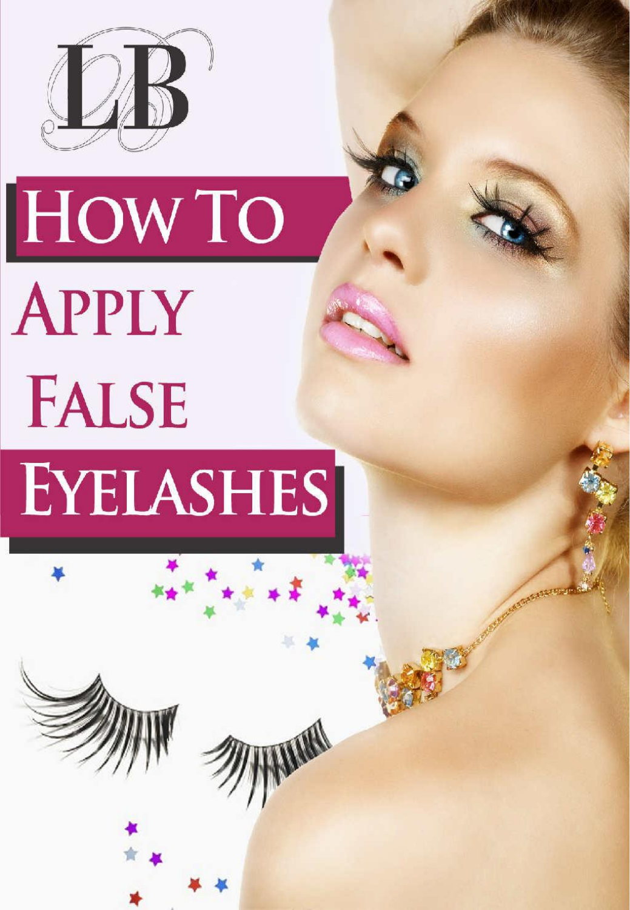LB

# How To Apply False Eyelashes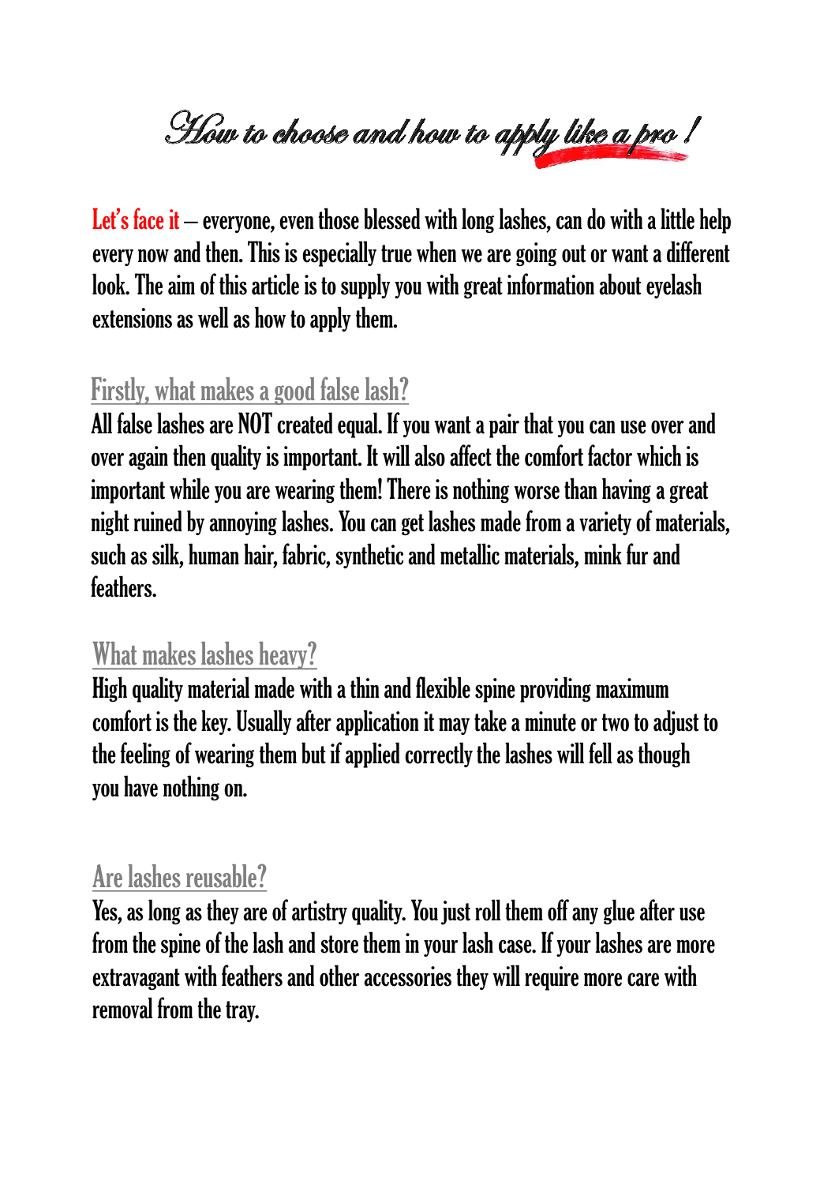# How to choose and how to apply like a pro !

Let's face it – everyone, even those blessed with long lashes, can do with a little help every now and then. This is especially true when we are going out or want a different look. The aim of this article is to supply you with great information about eyelash extensions as well as how to apply them.

## Firstly, what makes a good false lash?

All false lashes are NOT created equal. If you want a pair that you can use over and over again then quality is important. It will also affect the comfort factor which is important while you are wearing them! There is nothing worse than having a great night ruined by annoying lashes. You can get lashes made from a variety of materials, such as silk, human hair, fabric, synthetic and metallic materials, mink fur and feathers.

## What makes lashes heavy?

High quality material made with a thin and flexible spine providing maximum comfort is the key. Usually after application it may take a minute or two to adjust to the feeling of wearing them but if applied correctly the lashes will fell as though you have nothing on.

## Are lashes reusable?

Yes, as long as they are of artistry quality. You just roll them off any glue after use from the spine of the lash and store them in your lash case. If your lashes are more extravagant with feathers and other accessories they will require more care with removal from the tray.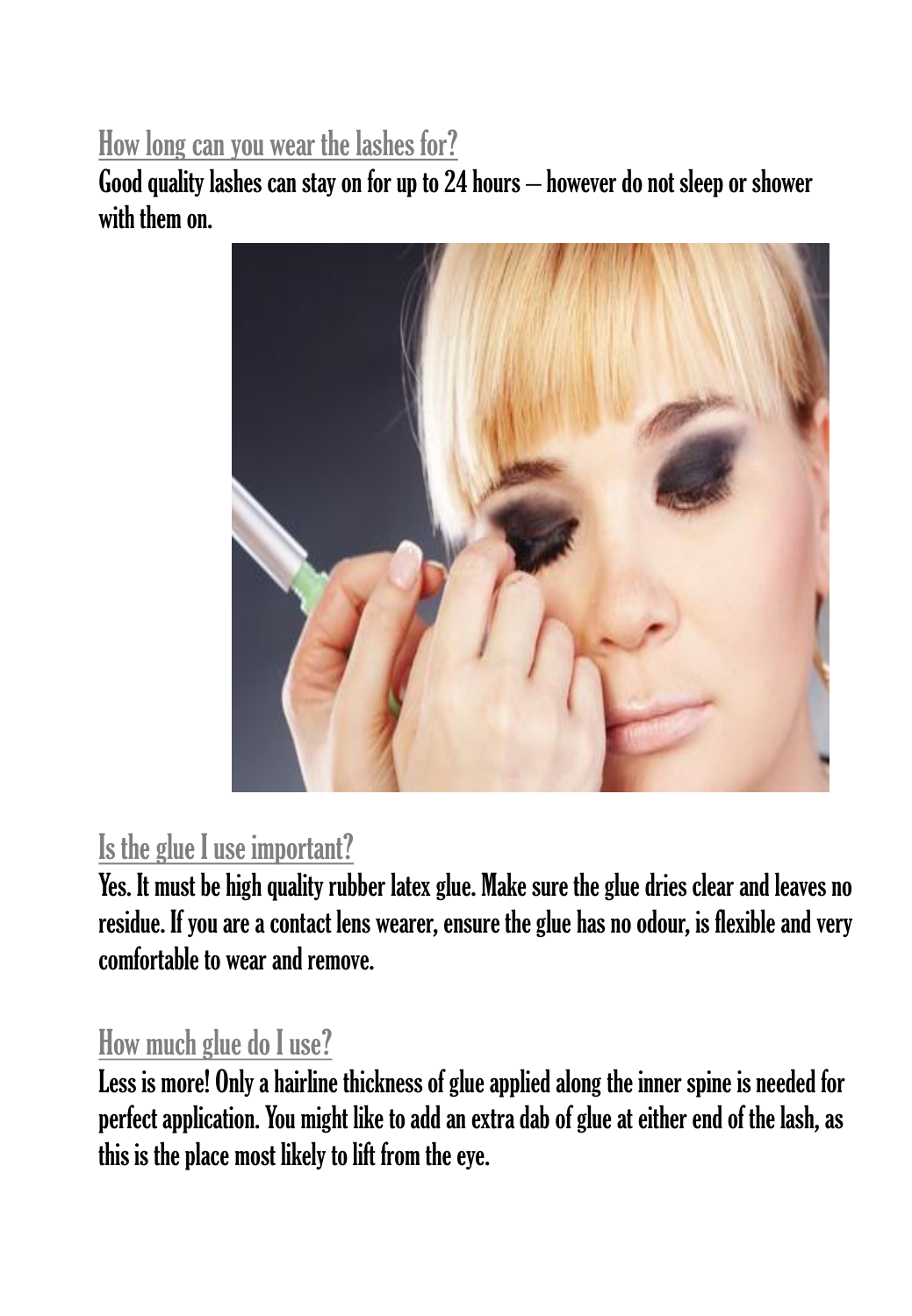## How long can you wear the lashes for?

Good quality lashes can stay on for up to 24 hours – however do not sleep or shower with them on.

## Is the glue I use important?

Yes. It must be high quality rubber latex glue. Make sure the glue dries clear and leaves no residue. If you are a contact lens wearer, ensure the glue has no odour, is flexible and very comfortable to wear and remove.

## How much glue do I use?

Less is more! Only a hairline thickness of glue applied along the inner spine is needed for perfect application. You might like to add an extra dab of glue at either end of the lash, as this is the place most likely to lift from the eye.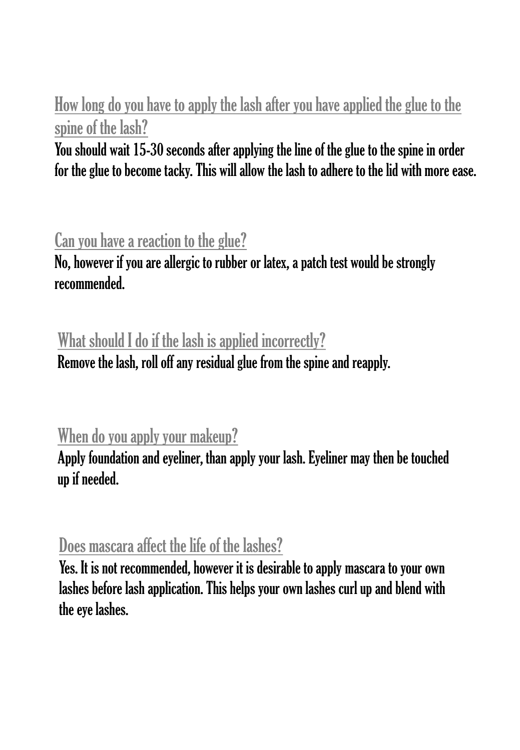## How long do you have to apply the lash after you have applied the glue to the spine of the lash?

You should wait 15-30 seconds after applying the line of the glue to the spine in order for the glue to become tacky. This will allow the lash to adhere to the lid with more ease.

## Can you have a reaction to the glue?

No, however if you are allergic to rubber or latex, a patch test would be strongly recommended.

## What should I do if the lash is applied incorrectly?

Remove the lash, roll off any residual glue from the spine and reapply.

## When do you apply your makeup?

Apply foundation and eyeliner, than apply your lash. Eyeliner may then be touched up if needed.

## Does mascara affect the life of the lashes?

Yes. It is not recommended, however it is desirable to apply mascara to your own lashes before lash application. This helps your own lashes curl up and blend with the eye lashes.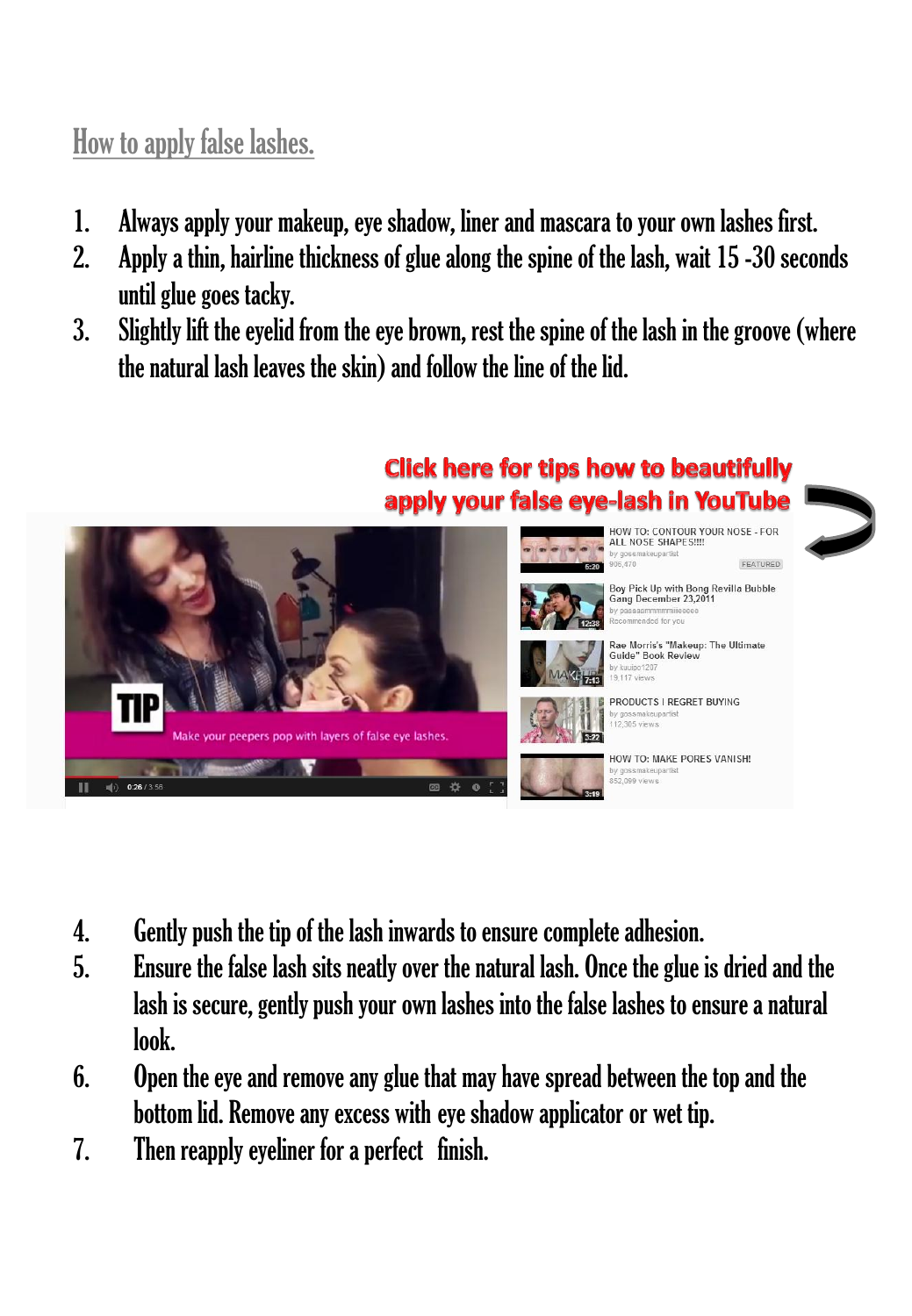## How to apply false lashes.

1. Always apply your makeup, eye shadow, liner and mascara to your own lashes first.
2. Apply a thin, hairline thickness of glue along the spine of the lash, wait 15 -30 seconds until glue goes tacky.
3. Slightly lift the eyelid from the eye brown, rest the spine of the lash in the groove (where the natural lash leaves the skin) and follow the line of the lid.

**Click here for tips how to beautifully apply your false eye-lash in YouTube**

4. Gently push the tip of the lash inwards to ensure complete adhesion.
5. Ensure the false lash sits neatly over the natural lash. Once the glue is dried and the lash is secure, gently push your own lashes into the false lashes to ensure a natural look.
6. Open the eye and remove any glue that may have spread between the top and the bottom lid. Remove any excess with eye shadow applicator or wet tip.
7. Then reapply eyeliner for a perfect finish.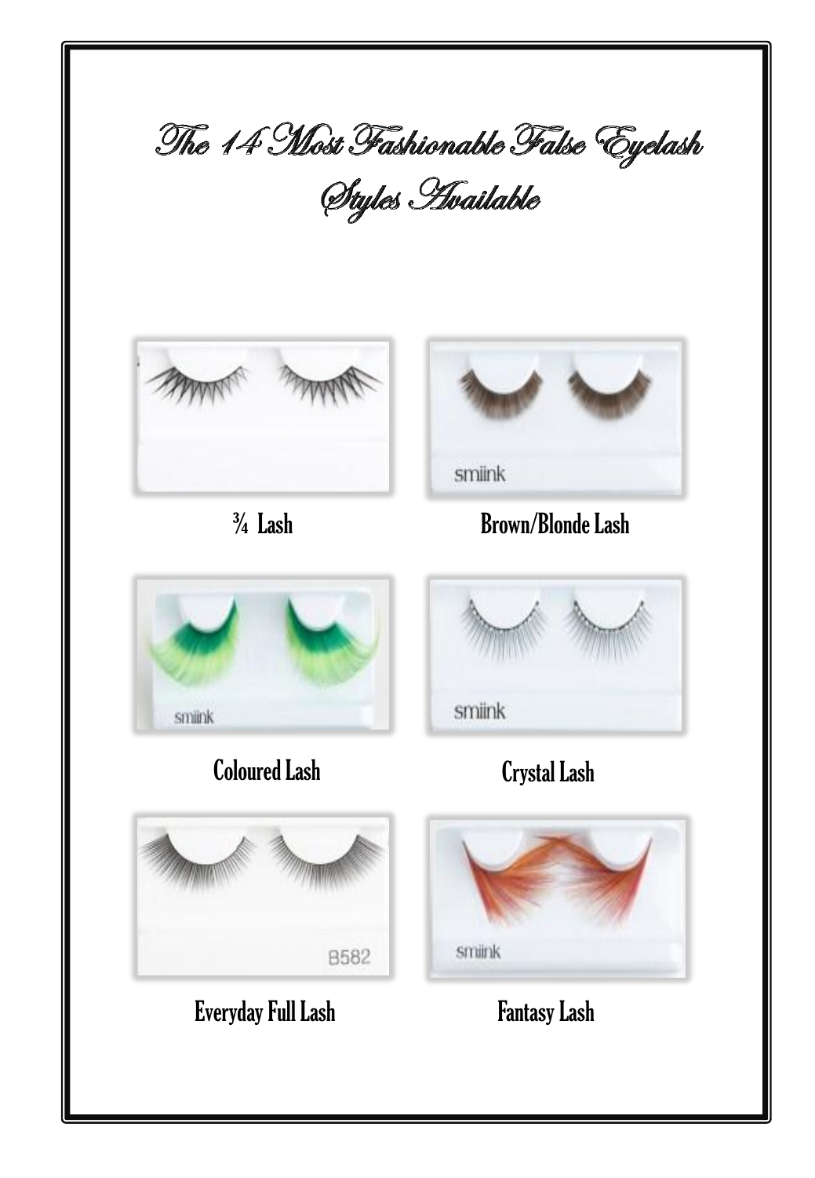# The 14 Most Fashionable False Eyelash Styles Available

¾ Lash

Brown/Blonde Lash

Coloured Lash

Crystal Lash

Everyday Full Lash

Fantasy Lash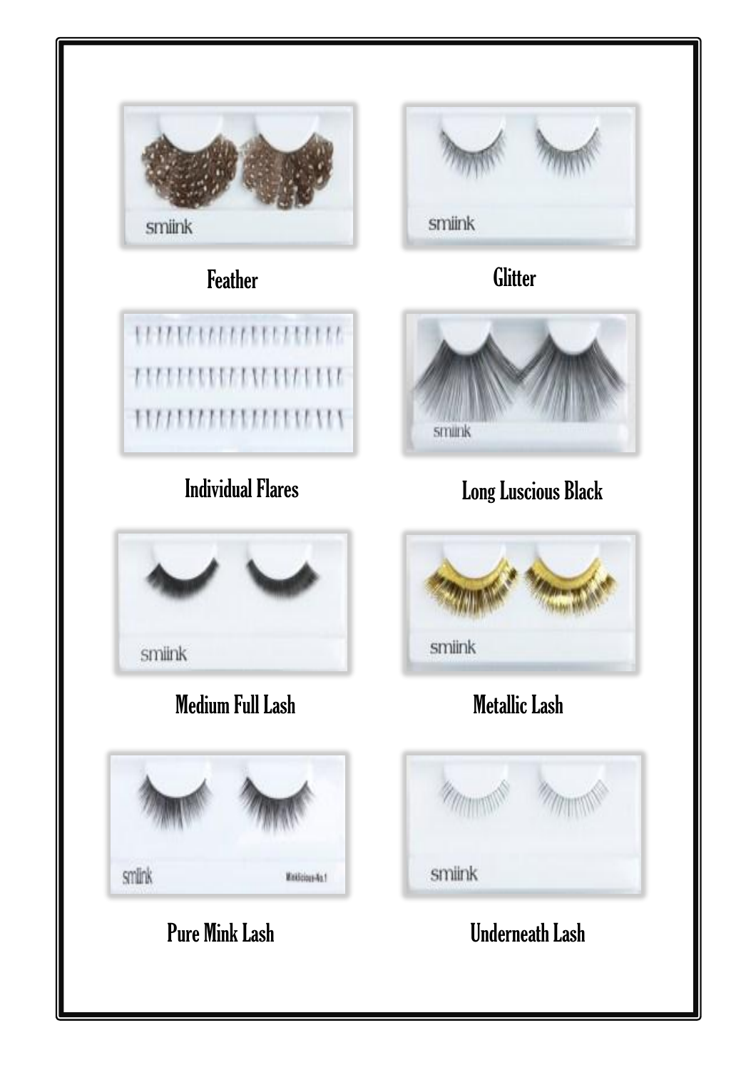Feather

Glitter

Individual Flares

Long Luscious Black

Medium Full Lash

Metallic Lash

Pure Mink Lash

Underneath Lash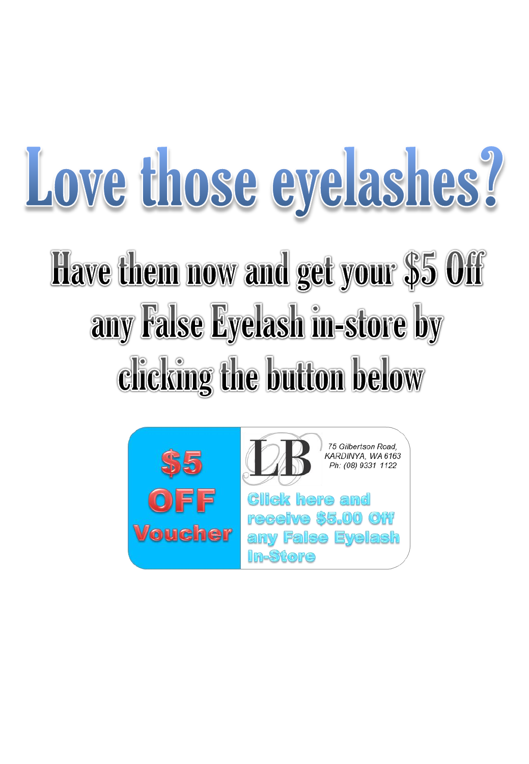# Love those eyelashes?

## Have them now and get your $5 Off any False Eyelash in-store by clicking the button below

**$5 OFF Voucher**

LB

*75 Gilbertson Road, KARDINYA, WA 6163*
*Ph: (08) 9331 1122*

**Click here and receive $5.00 Off any False Eyelash In-Store**